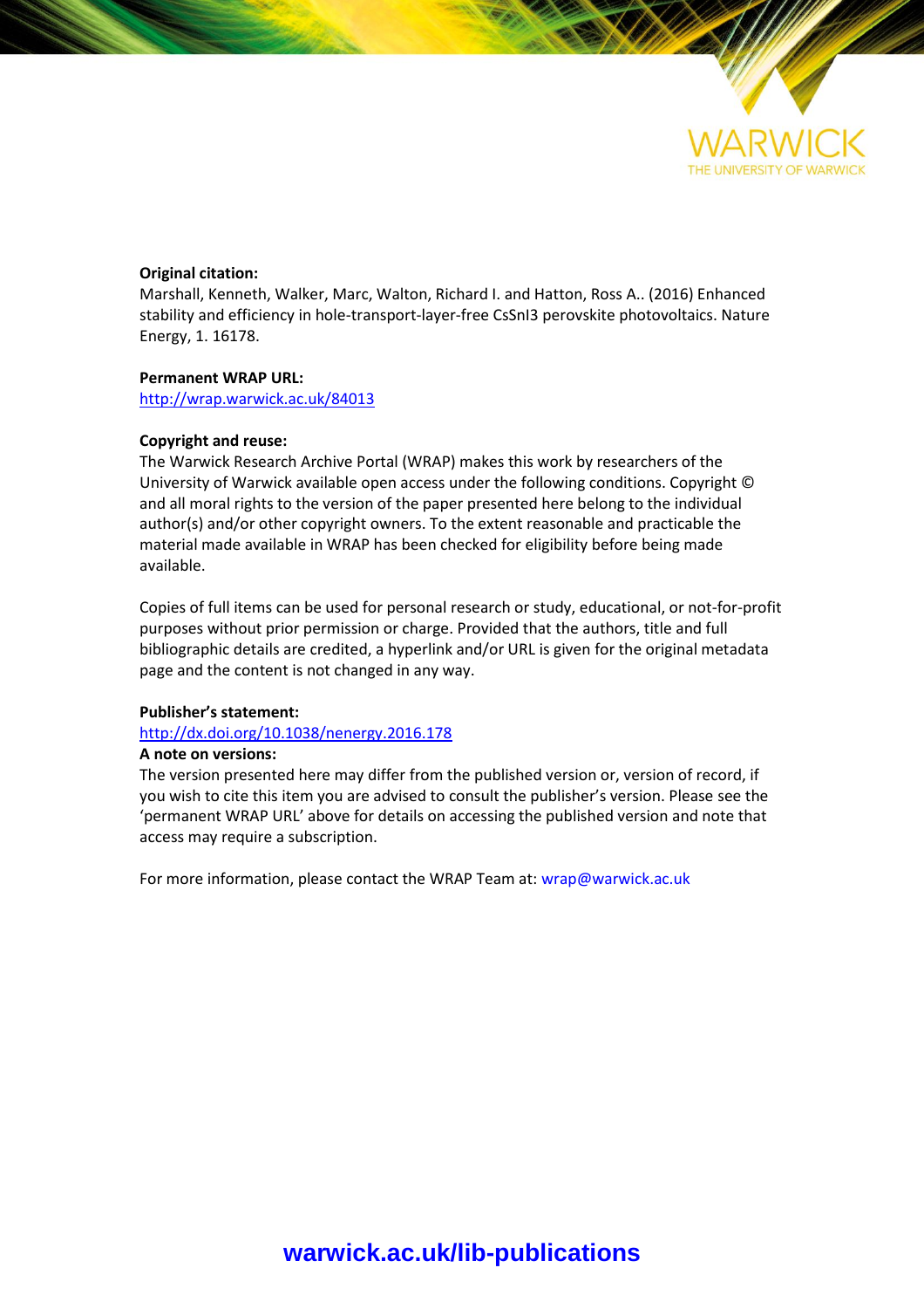WARWICK

THE UNIVERSITY OF WARWICK

**Original citation:**
Marshall, Kenneth, Walker, Marc, Walton, Richard I. and Hatton, Ross A.. (2016) Enhanced stability and efficiency in hole-transport-layer-free CsSnI3 perovskite photovoltaics. Nature Energy, 1. 16178.

**Permanent WRAP URL:**
http://wrap.warwick.ac.uk/84013

**Copyright and reuse:**
The Warwick Research Archive Portal (WRAP) makes this work by researchers of the University of Warwick available open access under the following conditions. Copyright © and all moral rights to the version of the paper presented here belong to the individual author(s) and/or other copyright owners. To the extent reasonable and practicable the material made available in WRAP has been checked for eligibility before being made available.

Copies of full items can be used for personal research or study, educational, or not-for-profit purposes without prior permission or charge. Provided that the authors, title and full bibliographic details are credited, a hyperlink and/or URL is given for the original metadata page and the content is not changed in any way.

**Publisher's statement:**
http://dx.doi.org/10.1038/nenergy.2016.178

**A note on versions:**
The version presented here may differ from the published version or, version of record, if you wish to cite this item you are advised to consult the publisher's version. Please see the 'permanent WRAP URL' above for details on accessing the published version and note that access may require a subscription.

For more information, please contact the WRAP Team at: wrap@warwick.ac.uk

**warwick.ac.uk/lib-publications**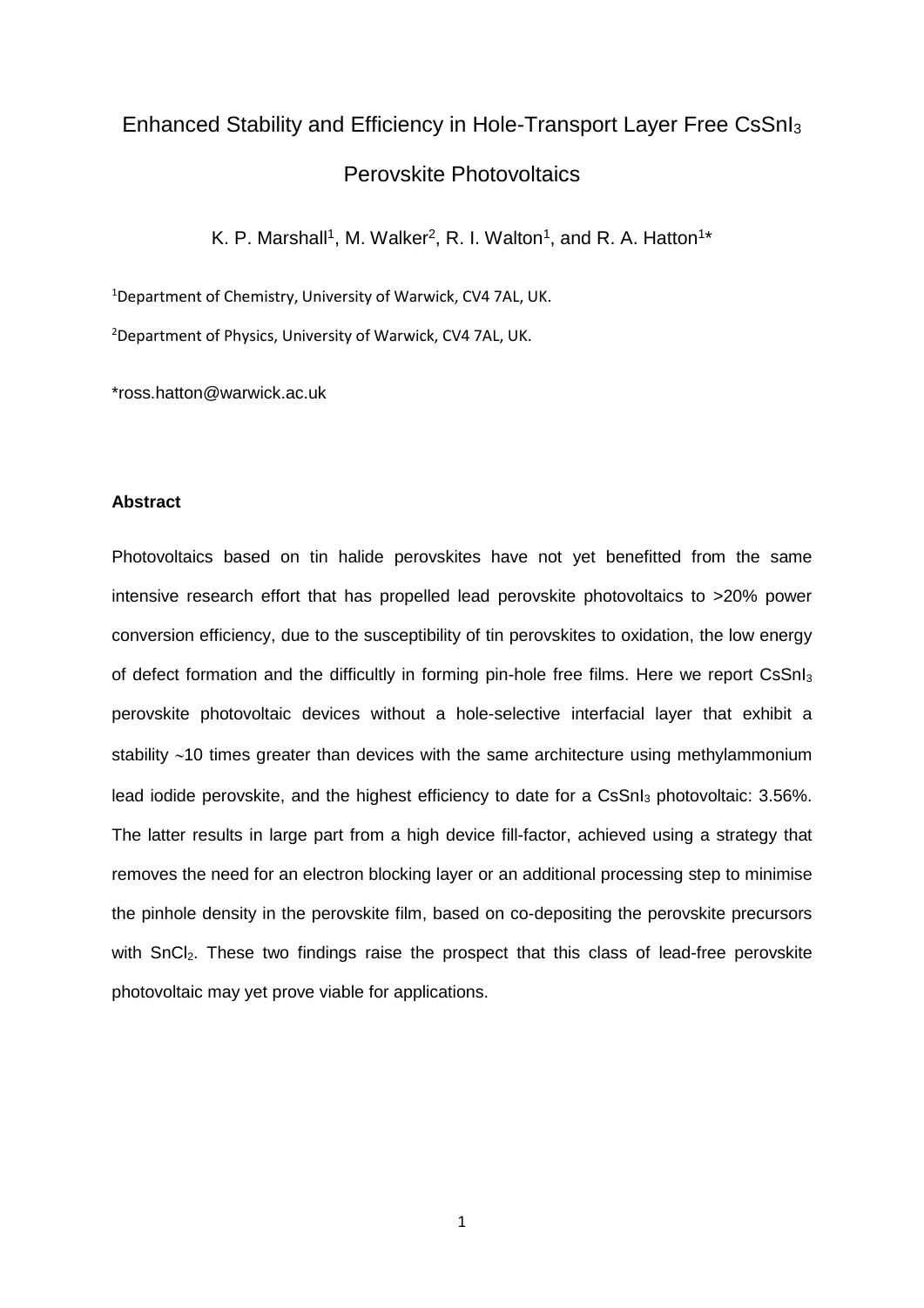# Enhanced Stability and Efficiency in Hole-Transport Layer Free $CsSnI_3$ Perovskite Photovoltaics

K. P. Marshall[1], M. Walker[2], R. I. Walton[1], and R. A. Hatton[1]*

[1]Department of Chemistry, University of Warwick, CV4 7AL, UK.

[2]Department of Physics, University of Warwick, CV4 7AL, UK.

*ross.hatton@warwick.ac.uk

**Abstract**

Photovoltaics based on tin halide perovskites have not yet benefitted from the same intensive research effort that has propelled lead perovskite photovoltaics to >20% power conversion efficiency, due to the susceptibility of tin perovskites to oxidation, the low energy of defect formation and the difficultly in forming pin-hole free films. Here we report $CsSnI_3$ perovskite photovoltaic devices without a hole-selective interfacial layer that exhibit a stability ~10 times greater than devices with the same architecture using methylammonium lead iodide perovskite, and the highest efficiency to date for a $CsSnI_3$ photovoltaic: 3.56%. The latter results in large part from a high device fill-factor, achieved using a strategy that removes the need for an electron blocking layer or an additional processing step to minimise the pinhole density in the perovskite film, based on co-depositing the perovskite precursors with $SnCl_2$. These two findings raise the prospect that this class of lead-free perovskite photovoltaic may yet prove viable for applications.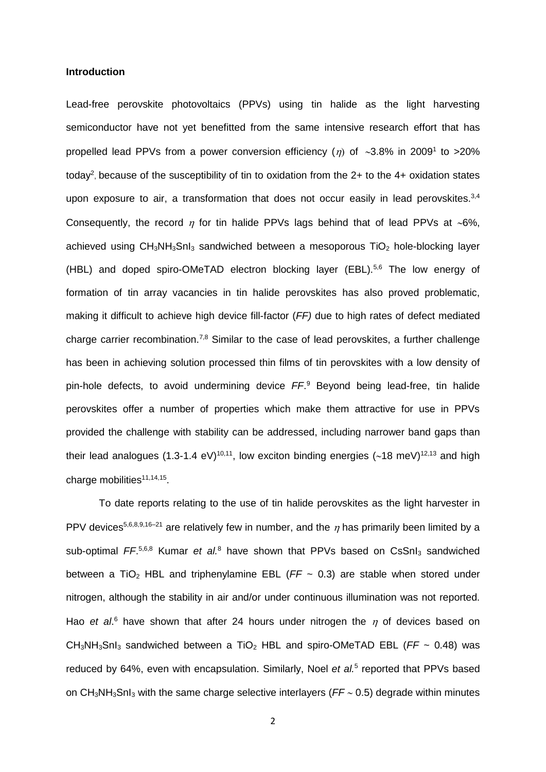**Introduction**

Lead-free perovskite photovoltaics (PPVs) using tin halide as the light harvesting semiconductor have not yet benefitted from the same intensive research effort that has propelled lead PPVs from a power conversion efficiency ($\eta$) of ~3.8% in 2009[1] to >20% today[2], because of the susceptibility of tin to oxidation from the 2+ to the 4+ oxidation states upon exposure to air, a transformation that does not occur easily in lead perovskites.[3,4] Consequently, the record $\eta$ for tin halide PPVs lags behind that of lead PPVs at ~6%, achieved using $CH_3NH_3SnI_3$ sandwiched between a mesoporous $TiO_2$ hole-blocking layer (HBL) and doped spiro-OMeTAD electron blocking layer (EBL).[5,6] The low energy of formation of tin array vacancies in tin halide perovskites has also proved problematic, making it difficult to achieve high device fill-factor (*FF)* due to high rates of defect mediated charge carrier recombination.[7,8] Similar to the case of lead perovskites, a further challenge has been in achieving solution processed thin films of tin perovskites with a low density of pin-hole defects, to avoid undermining device *FF*.[9] Beyond being lead-free, tin halide perovskites offer a number of properties which make them attractive for use in PPVs provided the challenge with stability can be addressed, including narrower band gaps than their lead analogues (1.3-1.4 eV)[10,11], low exciton binding energies (~18 meV)[12,13] and high charge mobilities[11,14,15].

To date reports relating to the use of tin halide perovskites as the light harvester in PPV devices[5,6,8,9,16–21] are relatively few in number, and the $\eta$ has primarily been limited by a sub-optimal *FF*.[5,6,8] Kumar *et al.*[8] have shown that PPVs based on $CsSnI_3$ sandwiched between a $TiO_2$ HBL and triphenylamine EBL (*FF* ~ 0.3) are stable when stored under nitrogen, although the stability in air and/or under continuous illumination was not reported. Hao *et al*.[6] have shown that after 24 hours under nitrogen the $\eta$ of devices based on $CH_3NH_3SnI_3$ sandwiched between a $TiO_2$ HBL and spiro-OMeTAD EBL (*FF* ~ 0.48) was reduced by 64%, even with encapsulation. Similarly, Noel *et al.*[5] reported that PPVs based on $CH_3NH_3SnI_3$ with the same charge selective interlayers (*FF* ~ 0.5) degrade within minutes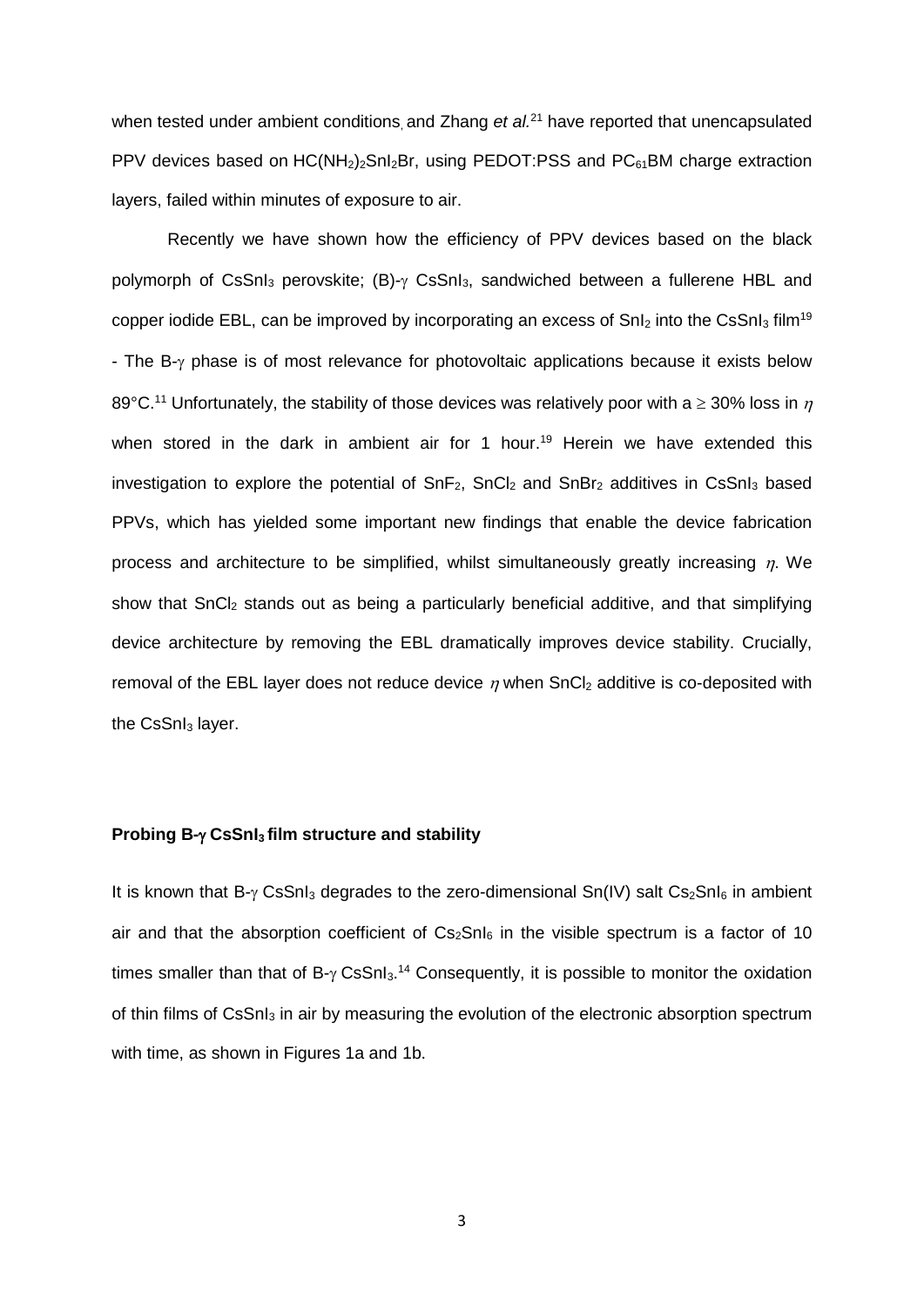when tested under ambient conditions, and Zhang *et al.*[21] have reported that unencapsulated PPV devices based on $HC(NH_2)_2SnI_2Br$, using PEDOT:PSS and $PC_{61}BM$ charge extraction layers, failed within minutes of exposure to air.

Recently we have shown how the efficiency of PPV devices based on the black polymorph of $CsSnI_3$ perovskite; (B)-$\gamma$ $CsSnI_3$, sandwiched between a fullerene HBL and copper iodide EBL, can be improved by incorporating an excess of $SnI_2$ into the $CsSnI_3$ film[19] - The B-$\gamma$ phase is of most relevance for photovoltaic applications because it exists below 89°C.[11] Unfortunately, the stability of those devices was relatively poor with a $\geq$ 30% loss in $\eta$ when stored in the dark in ambient air for 1 hour.[19] Herein we have extended this investigation to explore the potential of $SnF_2$, $SnCl_2$ and $SnBr_2$ additives in $CsSnI_3$ based PPVs, which has yielded some important new findings that enable the device fabrication process and architecture to be simplified, whilst simultaneously greatly increasing $\eta$. We show that $SnCl_2$ stands out as being a particularly beneficial additive, and that simplifying device architecture by removing the EBL dramatically improves device stability. Crucially, removal of the EBL layer does not reduce device $\eta$ when $SnCl_2$ additive is co-deposited with the $CsSnI_3$ layer.

## Probing B-$\gamma$ $CsSnI_3$ film structure and stability

It is known that B-$\gamma$ $CsSnI_3$ degrades to the zero-dimensional Sn(IV) salt $Cs_2SnI_6$ in ambient air and that the absorption coefficient of $Cs_2SnI_6$ in the visible spectrum is a factor of 10 times smaller than that of B-$\gamma$ $CsSnI_3$.[14] Consequently, it is possible to monitor the oxidation of thin films of $CsSnI_3$ in air by measuring the evolution of the electronic absorption spectrum with time, as shown in Figures 1a and 1b.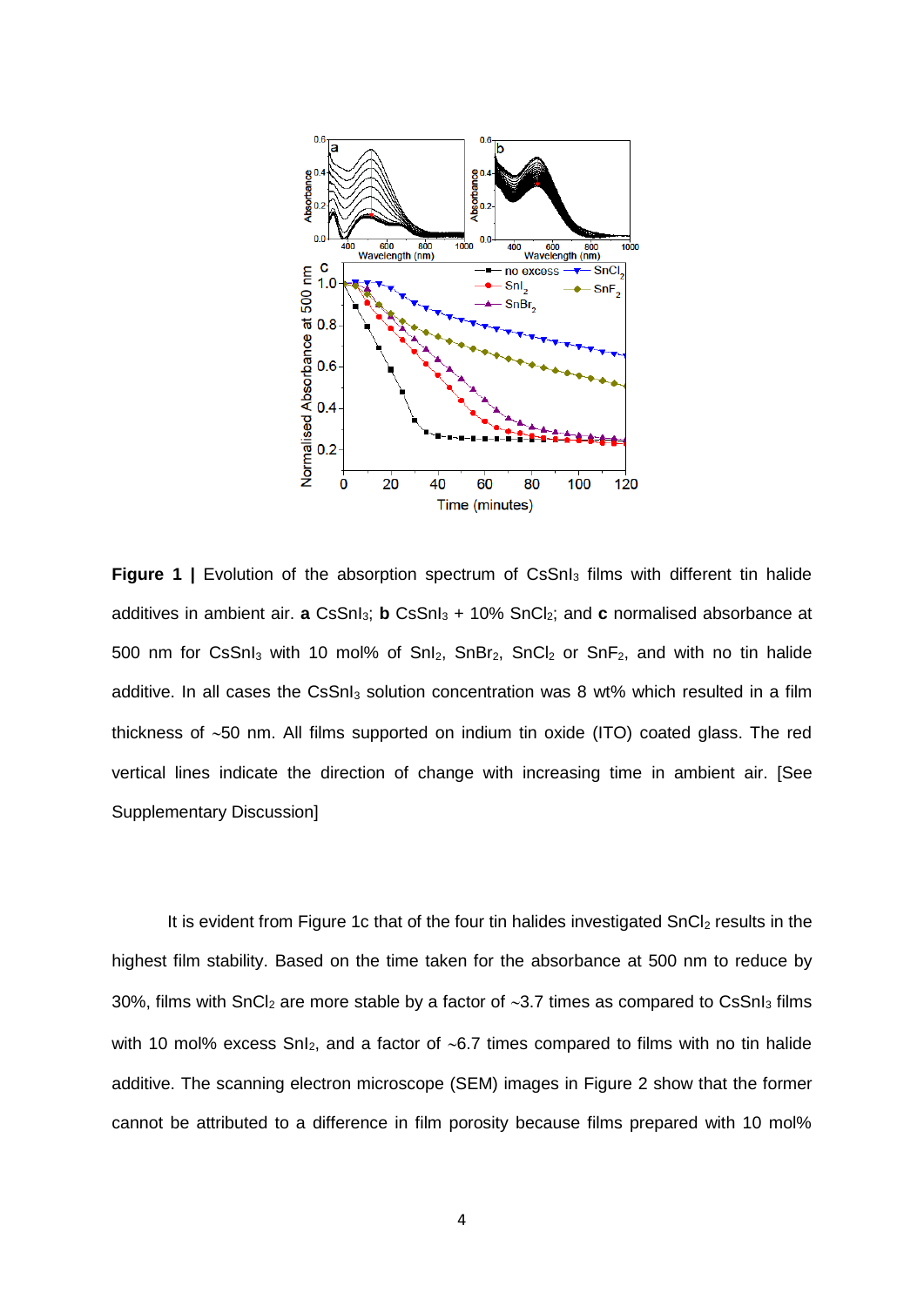**Figure 1 |** Evolution of the absorption spectrum of $CsSnI_3$ films with different tin halide additives in ambient air. **a** $CsSnI_3$; **b** $CsSnI_3$ + 10% $SnCl_2$; and **c** normalised absorbance at 500 nm for $CsSnI_3$ with 10 mol% of $SnI_2$, $SnBr_2$, $SnCl_2$ or $SnF_2$, and with no tin halide additive. In all cases the $CsSnI_3$ solution concentration was 8 wt% which resulted in a film thickness of ~50 nm. All films supported on indium tin oxide (ITO) coated glass. The red vertical lines indicate the direction of change with increasing time in ambient air. [See Supplementary Discussion]

It is evident from Figure 1c that of the four tin halides investigated $SnCl_2$ results in the highest film stability. Based on the time taken for the absorbance at 500 nm to reduce by 30%, films with $SnCl_2$ are more stable by a factor of ~3.7 times as compared to $CsSnI_3$ films with 10 mol% excess $SnI_2$, and a factor of ~6.7 times compared to films with no tin halide additive. The scanning electron microscope (SEM) images in Figure 2 show that the former cannot be attributed to a difference in film porosity because films prepared with 10 mol%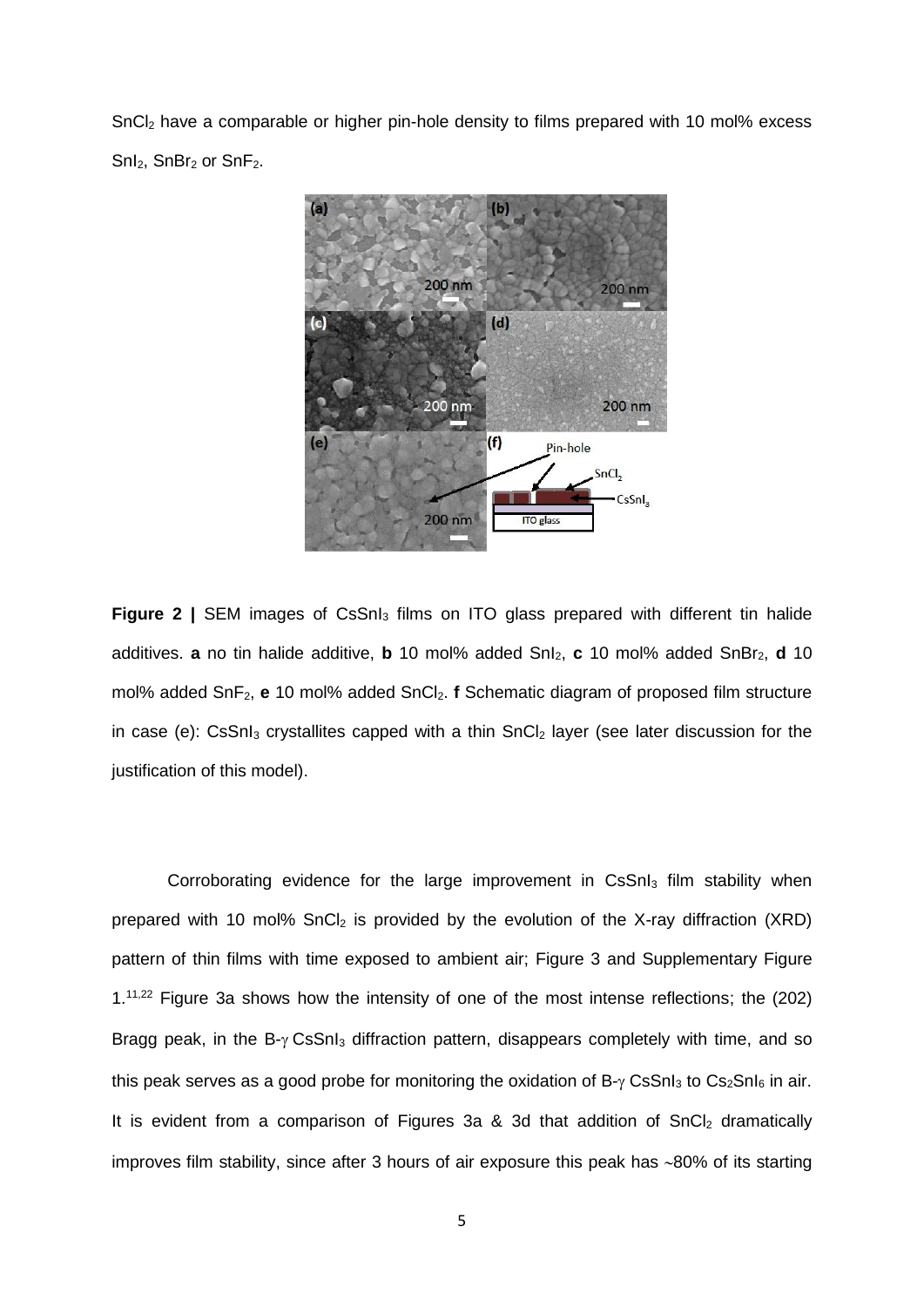$SnCl_2$ have a comparable or higher pin-hole density to films prepared with 10 mol% excess $SnI_2$, $SnBr_2$ or $SnF_2$.

**Figure 2 |** SEM images of $CsSnI_3$ films on ITO glass prepared with different tin halide additives. **a** no tin halide additive, **b** 10 mol% added $SnI_2$, **c** 10 mol% added $SnBr_2$, **d** 10 mol% added $SnF_2$, **e** 10 mol% added $SnCl_2$. **f** Schematic diagram of proposed film structure in case (e): $CsSnI_3$ crystallites capped with a thin $SnCl_2$ layer (see later discussion for the justification of this model).

Corroborating evidence for the large improvement in $CsSnI_3$ film stability when prepared with 10 mol% $SnCl_2$ is provided by the evolution of the X-ray diffraction (XRD) pattern of thin films with time exposed to ambient air; Figure 3 and Supplementary Figure 1.[11,22] Figure 3a shows how the intensity of one of the most intense reflections; the (202) Bragg peak, in the B-$\gamma$ $CsSnI_3$ diffraction pattern, disappears completely with time, and so this peak serves as a good probe for monitoring the oxidation of B-$\gamma$ $CsSnI_3$ to $Cs_2SnI_6$ in air. It is evident from a comparison of Figures 3a & 3d that addition of $SnCl_2$ dramatically improves film stability, since after 3 hours of air exposure this peak has ~80% of its starting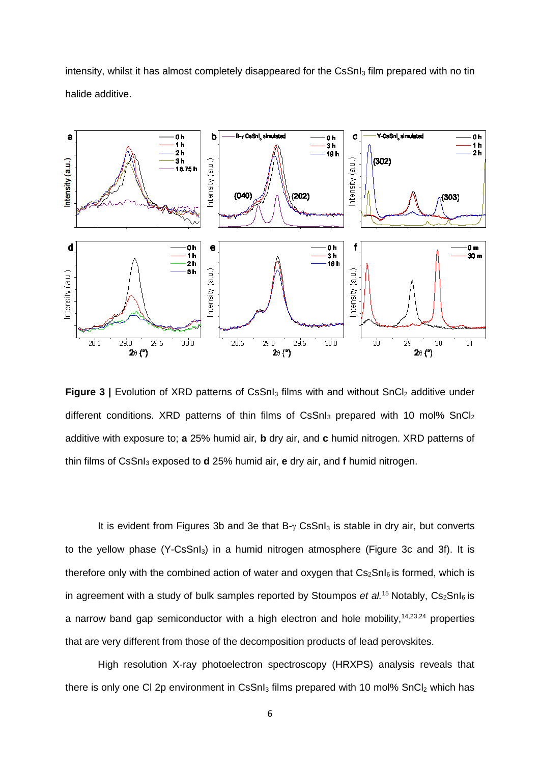intensity, whilst it has almost completely disappeared for the $CsSnI_3$ film prepared with no tin halide additive.

**Figure 3 |** Evolution of XRD patterns of $CsSnI_3$ films with and without $SnCl_2$ additive under different conditions. XRD patterns of thin films of $CsSnI_3$ prepared with 10 mol% $SnCl_2$ additive with exposure to; **a** 25% humid air, **b** dry air, and **c** humid nitrogen. XRD patterns of thin films of $CsSnI_3$ exposed to **d** 25% humid air, **e** dry air, and **f** humid nitrogen.

It is evident from Figures 3b and 3e that B-γ $CsSnI_3$ is stable in dry air, but converts to the yellow phase (Y-$CsSnI_3$) in a humid nitrogen atmosphere (Figure 3c and 3f). It is therefore only with the combined action of water and oxygen that $Cs_2SnI_6$ is formed, which is in agreement with a study of bulk samples reported by Stoumpos *et al.*[15] Notably, $Cs_2SnI_6$ is a narrow band gap semiconductor with a high electron and hole mobility,[14,23,24] properties that are very different from those of the decomposition products of lead perovskites.

High resolution X-ray photoelectron spectroscopy (HRXPS) analysis reveals that there is only one Cl 2p environment in $CsSnI_3$ films prepared with 10 mol% $SnCl_2$ which has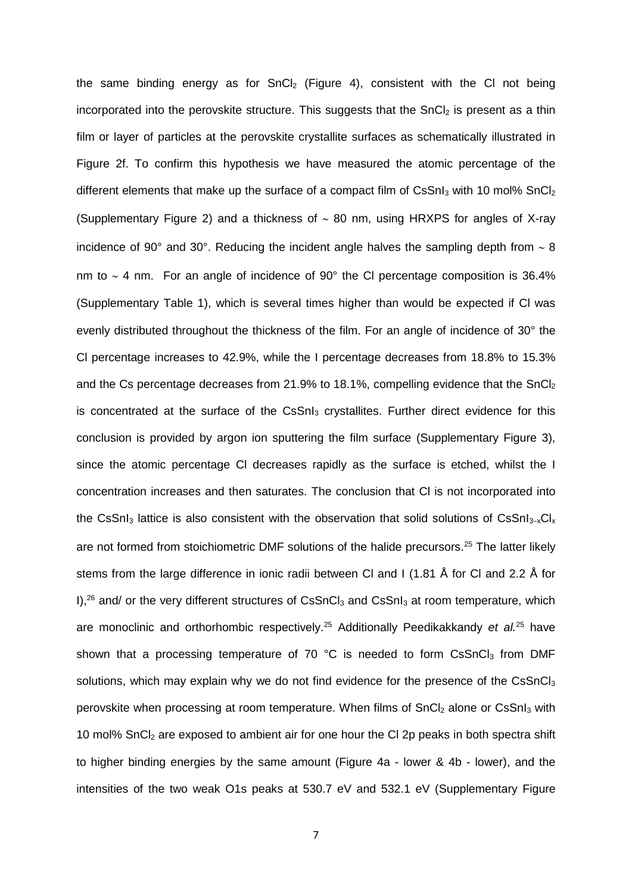the same binding energy as for $SnCl_2$ (Figure 4), consistent with the Cl not being incorporated into the perovskite structure. This suggests that the $SnCl_2$ is present as a thin film or layer of particles at the perovskite crystallite surfaces as schematically illustrated in Figure 2f. To confirm this hypothesis we have measured the atomic percentage of the different elements that make up the surface of a compact film of $CsSnI_3$ with 10 mol% $SnCl_2$ (Supplementary Figure 2) and a thickness of ∼ 80 nm, using HRXPS for angles of X-ray incidence of 90° and 30°. Reducing the incident angle halves the sampling depth from ∼ 8 nm to ∼ 4 nm. For an angle of incidence of 90° the Cl percentage composition is 36.4% (Supplementary Table 1), which is several times higher than would be expected if Cl was evenly distributed throughout the thickness of the film. For an angle of incidence of 30° the Cl percentage increases to 42.9%, while the I percentage decreases from 18.8% to 15.3% and the Cs percentage decreases from 21.9% to 18.1%, compelling evidence that the $SnCl_2$ is concentrated at the surface of the $CsSnI_3$ crystallites. Further direct evidence for this conclusion is provided by argon ion sputtering the film surface (Supplementary Figure 3), since the atomic percentage Cl decreases rapidly as the surface is etched, whilst the I concentration increases and then saturates. The conclusion that Cl is not incorporated into the $CsSnI_3$ lattice is also consistent with the observation that solid solutions of $CsSnI_{3-x}Cl_x$ are not formed from stoichiometric DMF solutions of the halide precursors.[25] The latter likely stems from the large difference in ionic radii between Cl and I (1.81 Å for Cl and 2.2 Å for I),[26] and/ or the very different structures of $CsSnCl_3$ and $CsSnI_3$ at room temperature, which are monoclinic and orthorhombic respectively.[25] Additionally Peedikakkandy *et al.*[25] have shown that a processing temperature of 70 °C is needed to form $CsSnCl_3$ from DMF solutions, which may explain why we do not find evidence for the presence of the $CsSnCl_3$ perovskite when processing at room temperature. When films of $SnCl_2$ alone or $CsSnI_3$ with 10 mol% $SnCl_2$ are exposed to ambient air for one hour the Cl 2p peaks in both spectra shift to higher binding energies by the same amount (Figure 4a - lower & 4b - lower), and the intensities of the two weak O1s peaks at 530.7 eV and 532.1 eV (Supplementary Figure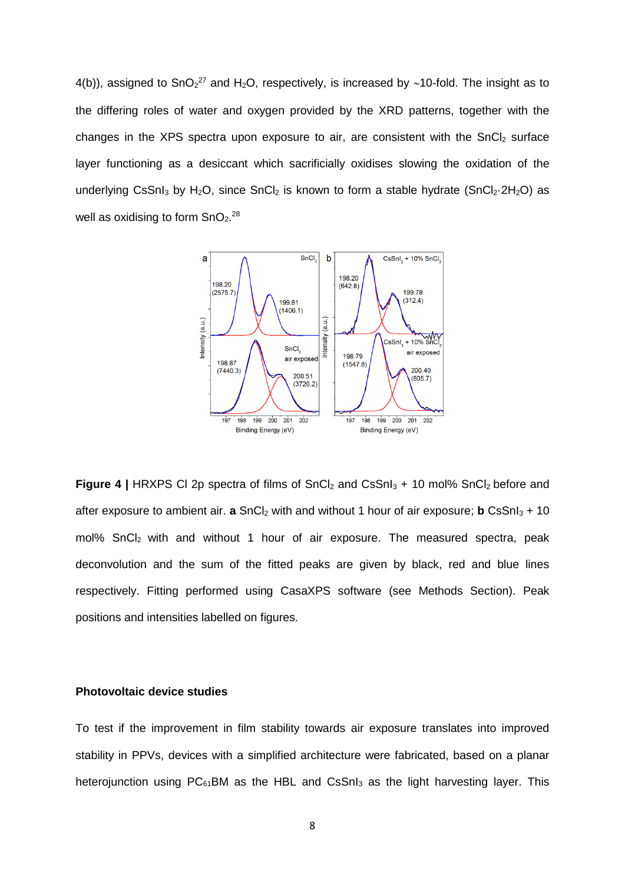4(b)), assigned to $SnO_2$[27] and $H_2O$, respectively, is increased by ~10-fold. The insight as to the differing roles of water and oxygen provided by the XRD patterns, together with the changes in the XPS spectra upon exposure to air, are consistent with the $SnCl_2$ surface layer functioning as a desiccant which sacrificially oxidises slowing the oxidation of the underlying $CsSnI_3$ by $H_2O$, since $SnCl_2$ is known to form a stable hydrate ($SnCl_2{\cdot}2H_2O$) as well as oxidising to form $SnO_2$.[28]

**Figure 4 |** HRXPS Cl 2p spectra of films of $SnCl_2$ and $CsSnI_3$ + 10 mol% $SnCl_2$ before and after exposure to ambient air. **a** $SnCl_2$ with and without 1 hour of air exposure; **b** $CsSnI_3$ + 10 mol% $SnCl_2$ with and without 1 hour of air exposure. The measured spectra, peak deconvolution and the sum of the fitted peaks are given by black, red and blue lines respectively. Fitting performed using CasaXPS software (see Methods Section). Peak positions and intensities labelled on figures.

### Photovoltaic device studies

To test if the improvement in film stability towards air exposure translates into improved stability in PPVs, devices with a simplified architecture were fabricated, based on a planar heterojunction using $PC_{61}BM$ as the HBL and $CsSnI_3$ as the light harvesting layer. This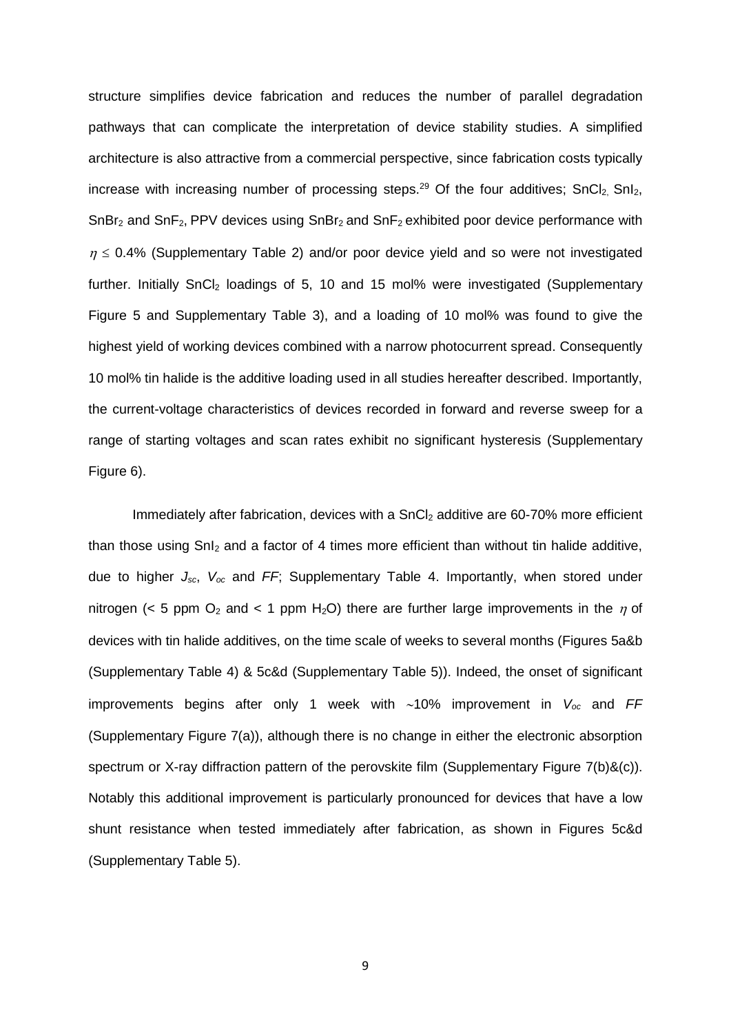structure simplifies device fabrication and reduces the number of parallel degradation pathways that can complicate the interpretation of device stability studies. A simplified architecture is also attractive from a commercial perspective, since fabrication costs typically increase with increasing number of processing steps.[29] Of the four additives; $SnCl_2$, $SnI_2$, $SnBr_2$ and $SnF_2$, PPV devices using $SnBr_2$ and $SnF_2$ exhibited poor device performance with $\eta \leq 0.4\%$ (Supplementary Table 2) and/or poor device yield and so were not investigated further. Initially $SnCl_2$ loadings of 5, 10 and 15 mol% were investigated (Supplementary Figure 5 and Supplementary Table 3), and a loading of 10 mol% was found to give the highest yield of working devices combined with a narrow photocurrent spread. Consequently 10 mol% tin halide is the additive loading used in all studies hereafter described. Importantly, the current-voltage characteristics of devices recorded in forward and reverse sweep for a range of starting voltages and scan rates exhibit no significant hysteresis (Supplementary Figure 6).

Immediately after fabrication, devices with a $SnCl_2$ additive are 60-70% more efficient than those using $SnI_2$ and a factor of 4 times more efficient than without tin halide additive, due to higher $J_{sc}$, $V_{oc}$ and $FF$; Supplementary Table 4. Importantly, when stored under nitrogen (< 5 ppm $O_2$ and < 1 ppm $H_2O$) there are further large improvements in the $\eta$ of devices with tin halide additives, on the time scale of weeks to several months (Figures 5a&b (Supplementary Table 4) & 5c&d (Supplementary Table 5)). Indeed, the onset of significant improvements begins after only 1 week with ~10% improvement in $V_{oc}$ and $FF$ (Supplementary Figure 7(a)), although there is no change in either the electronic absorption spectrum or X-ray diffraction pattern of the perovskite film (Supplementary Figure 7(b)&(c)). Notably this additional improvement is particularly pronounced for devices that have a low shunt resistance when tested immediately after fabrication, as shown in Figures 5c&d (Supplementary Table 5).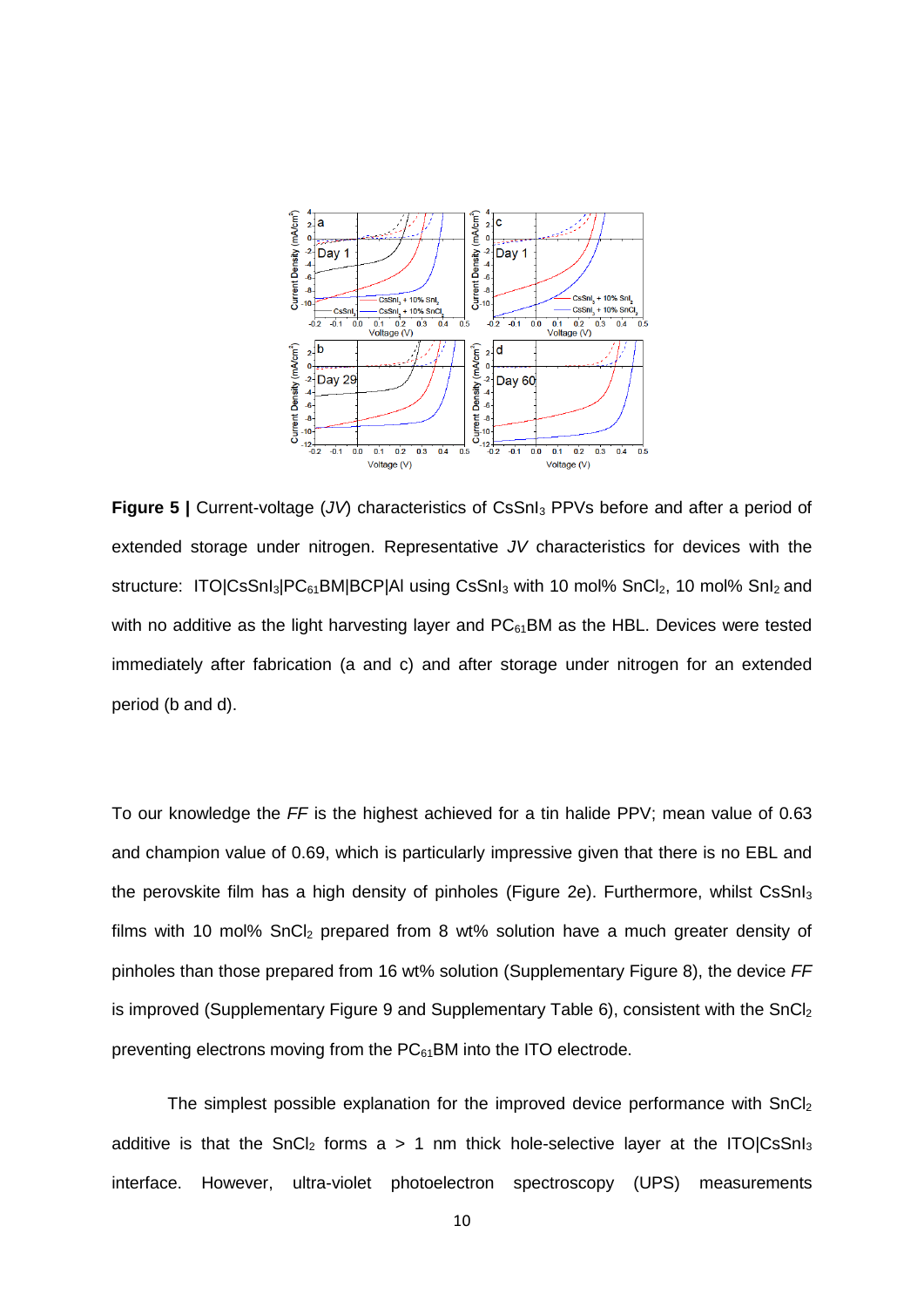**Figure 5 |** Current-voltage (*JV*) characteristics of $CsSnI_3$ PPVs before and after a period of extended storage under nitrogen. Representative *JV* characteristics for devices with the structure: ITO|$CsSnI_3$|$PC_{61}BM$|BCP|Al using $CsSnI_3$ with 10 mol% $SnCl_2$, 10 mol% $SnI_2$ and with no additive as the light harvesting layer and $PC_{61}BM$ as the HBL. Devices were tested immediately after fabrication (a and c) and after storage under nitrogen for an extended period (b and d).

To our knowledge the *FF* is the highest achieved for a tin halide PPV; mean value of 0.63 and champion value of 0.69, which is particularly impressive given that there is no EBL and the perovskite film has a high density of pinholes (Figure 2e). Furthermore, whilst $CsSnI_3$ films with 10 mol% $SnCl_2$ prepared from 8 wt% solution have a much greater density of pinholes than those prepared from 16 wt% solution (Supplementary Figure 8), the device *FF* is improved (Supplementary Figure 9 and Supplementary Table 6), consistent with the $SnCl_2$ preventing electrons moving from the $PC_{61}BM$ into the ITO electrode.

The simplest possible explanation for the improved device performance with $SnCl_2$ additive is that the $SnCl_2$ forms a > 1 nm thick hole-selective layer at the ITO|$CsSnI_3$ interface. However, ultra-violet photoelectron spectroscopy (UPS) measurements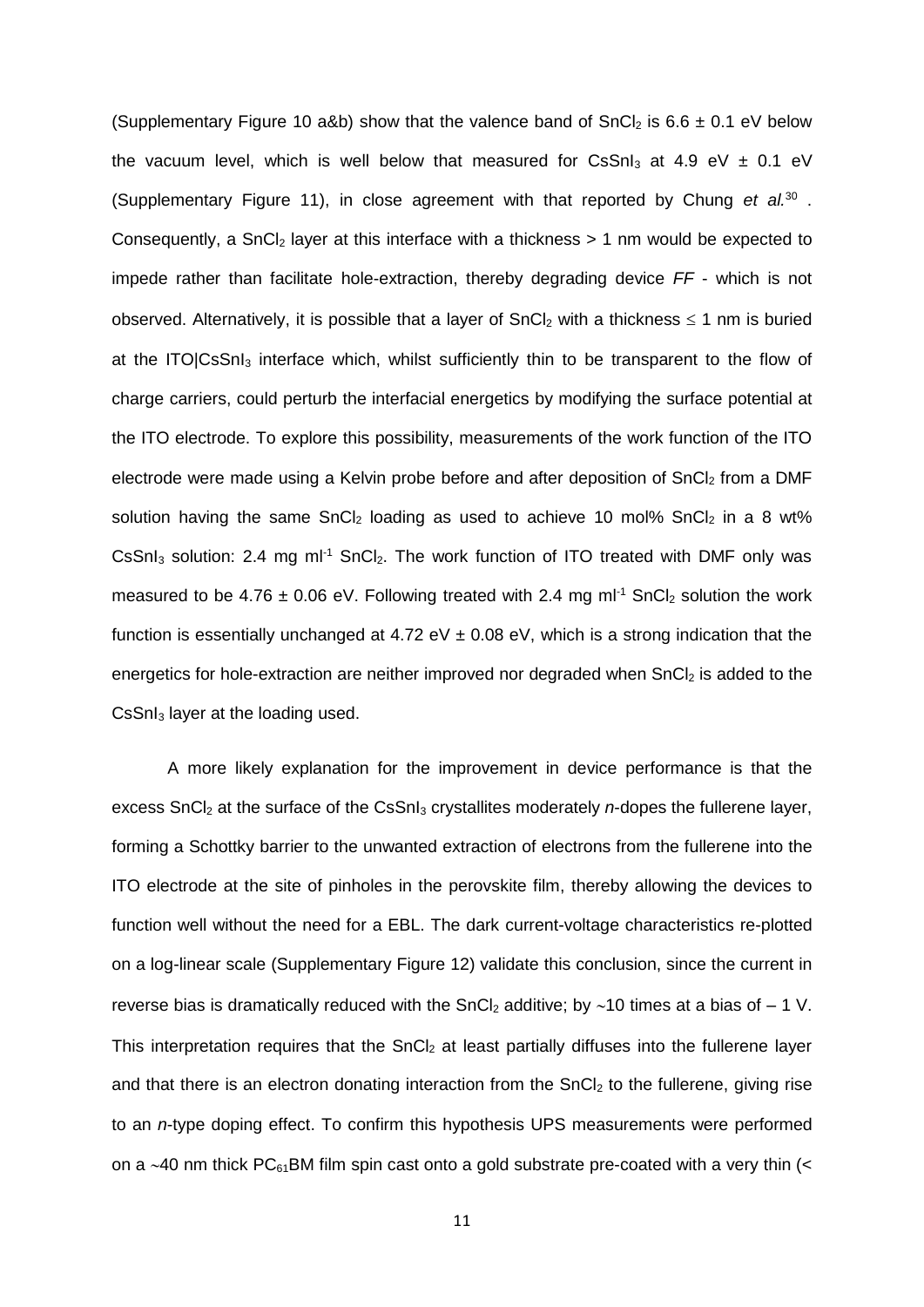(Supplementary Figure 10 a&b) show that the valence band of $SnCl_2$ is $6.6 \pm 0.1$ eV below the vacuum level, which is well below that measured for $CsSnI_3$ at 4.9 eV $\pm$ 0.1 eV (Supplementary Figure 11), in close agreement with that reported by Chung *et al.*[30] . Consequently, a $SnCl_2$ layer at this interface with a thickness > 1 nm would be expected to impede rather than facilitate hole-extraction, thereby degrading device *FF* - which is not observed. Alternatively, it is possible that a layer of $SnCl_2$ with a thickness $\leq$ 1 nm is buried at the ITO|$CsSnI_3$ interface which, whilst sufficiently thin to be transparent to the flow of charge carriers, could perturb the interfacial energetics by modifying the surface potential at the ITO electrode. To explore this possibility, measurements of the work function of the ITO electrode were made using a Kelvin probe before and after deposition of $SnCl_2$ from a DMF solution having the same $SnCl_2$ loading as used to achieve 10 mol% $SnCl_2$ in a 8 wt% $CsSnI_3$ solution: 2.4 mg ml$^{-1}$ $SnCl_2$. The work function of ITO treated with DMF only was measured to be $4.76 \pm 0.06$ eV. Following treated with 2.4 mg ml$^{-1}$ $SnCl_2$ solution the work function is essentially unchanged at 4.72 eV $\pm$ 0.08 eV, which is a strong indication that the energetics for hole-extraction are neither improved nor degraded when $SnCl_2$ is added to the $CsSnI_3$ layer at the loading used.

A more likely explanation for the improvement in device performance is that the excess $SnCl_2$ at the surface of the $CsSnI_3$ crystallites moderately *n*-dopes the fullerene layer, forming a Schottky barrier to the unwanted extraction of electrons from the fullerene into the ITO electrode at the site of pinholes in the perovskite film, thereby allowing the devices to function well without the need for a EBL. The dark current-voltage characteristics re-plotted on a log-linear scale (Supplementary Figure 12) validate this conclusion, since the current in reverse bias is dramatically reduced with the $SnCl_2$ additive; by $\sim$10 times at a bias of $-$ 1 V. This interpretation requires that the $SnCl_2$ at least partially diffuses into the fullerene layer and that there is an electron donating interaction from the $SnCl_2$ to the fullerene, giving rise to an *n*-type doping effect. To confirm this hypothesis UPS measurements were performed on a $\sim$40 nm thick $PC_{61}BM$ film spin cast onto a gold substrate pre-coated with a very thin (<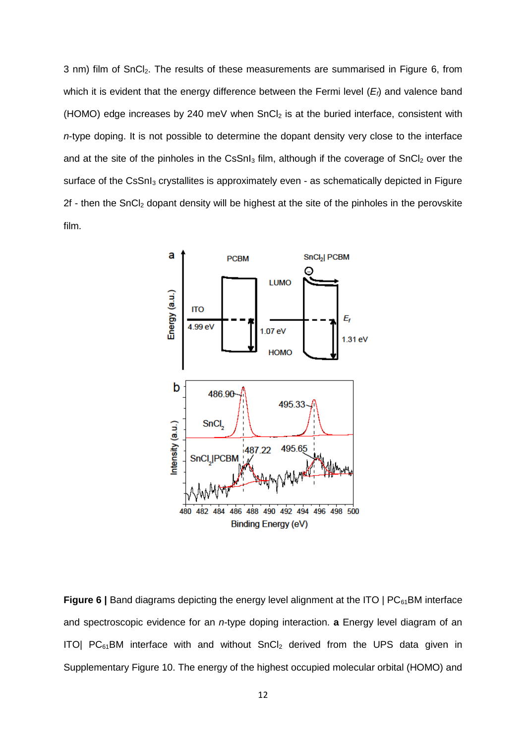3 nm) film of $SnCl_2$. The results of these measurements are summarised in Figure 6, from which it is evident that the energy difference between the Fermi level ($E_f$) and valence band (HOMO) edge increases by 240 meV when $SnCl_2$ is at the buried interface, consistent with *n*-type doping. It is not possible to determine the dopant density very close to the interface and at the site of the pinholes in the $CsSnI_3$ film, although if the coverage of $SnCl_2$ over the surface of the $CsSnI_3$ crystallites is approximately even - as schematically depicted in Figure 2f - then the $SnCl_2$ dopant density will be highest at the site of the pinholes in the perovskite film.

**Figure 6 |** Band diagrams depicting the energy level alignment at the ITO | $PC_{61}BM$ interface and spectroscopic evidence for an *n*-type doping interaction. **a** Energy level diagram of an ITO| $PC_{61}BM$ interface with and without $SnCl_2$ derived from the UPS data given in Supplementary Figure 10. The energy of the highest occupied molecular orbital (HOMO) and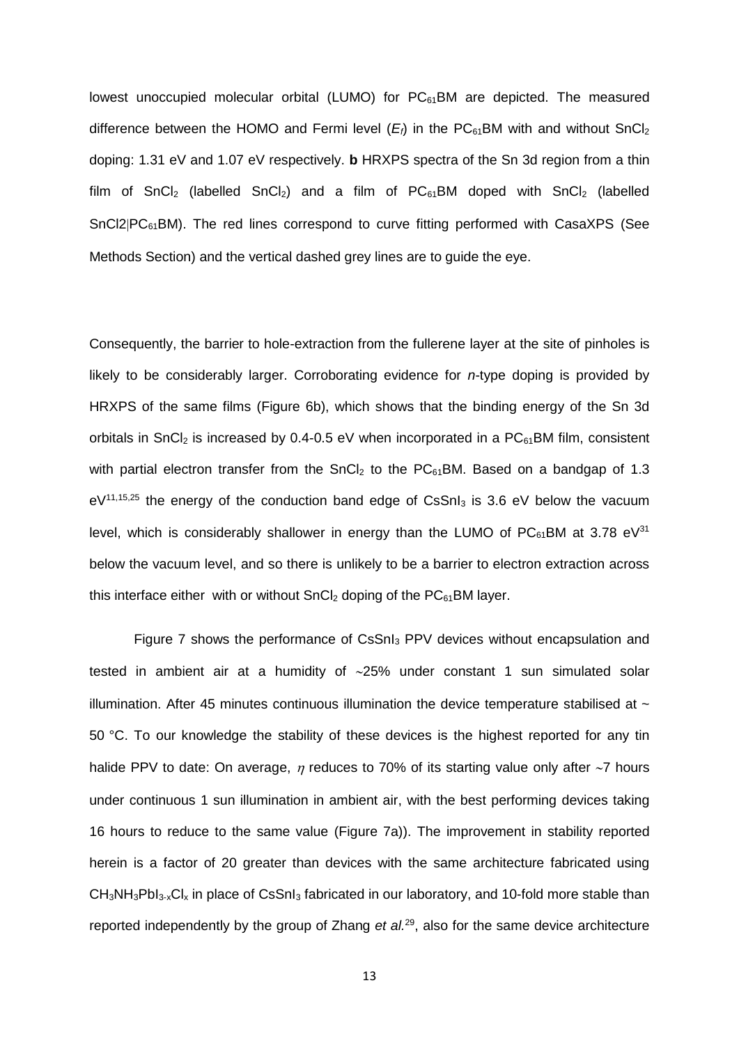lowest unoccupied molecular orbital (LUMO) for $PC_{61}BM$ are depicted. The measured difference between the HOMO and Fermi level ($E_f$) in the $PC_{61}BM$ with and without $SnCl_2$ doping: 1.31 eV and 1.07 eV respectively. **b** HRXPS spectra of the Sn 3d region from a thin film of $SnCl_2$ (labelled $SnCl_2$) and a film of $PC_{61}BM$ doped with $SnCl_2$ (labelled SnCl2|$PC_{61}BM$). The red lines correspond to curve fitting performed with CasaXPS (See Methods Section) and the vertical dashed grey lines are to guide the eye.

Consequently, the barrier to hole-extraction from the fullerene layer at the site of pinholes is likely to be considerably larger. Corroborating evidence for *n*-type doping is provided by HRXPS of the same films (Figure 6b), which shows that the binding energy of the Sn 3d orbitals in $SnCl_2$ is increased by 0.4-0.5 eV when incorporated in a $PC_{61}BM$ film, consistent with partial electron transfer from the $SnCl_2$ to the $PC_{61}BM$. Based on a bandgap of 1.3 eV[11,15,25] the energy of the conduction band edge of $CsSnI_3$ is 3.6 eV below the vacuum level, which is considerably shallower in energy than the LUMO of $PC_{61}BM$ at 3.78 eV[31] below the vacuum level, and so there is unlikely to be a barrier to electron extraction across this interface either with or without $SnCl_2$ doping of the $PC_{61}BM$ layer.

Figure 7 shows the performance of $CsSnI_3$ PPV devices without encapsulation and tested in ambient air at a humidity of ~25% under constant 1 sun simulated solar illumination. After 45 minutes continuous illumination the device temperature stabilised at ~ 50 °C. To our knowledge the stability of these devices is the highest reported for any tin halide PPV to date: On average, $\eta$ reduces to 70% of its starting value only after ~7 hours under continuous 1 sun illumination in ambient air, with the best performing devices taking 16 hours to reduce to the same value (Figure 7a)). The improvement in stability reported herein is a factor of 20 greater than devices with the same architecture fabricated using $CH_3NH_3PbI_{3-x}Cl_x$ in place of $CsSnI_3$ fabricated in our laboratory, and 10-fold more stable than reported independently by the group of Zhang *et al.*[29], also for the same device architecture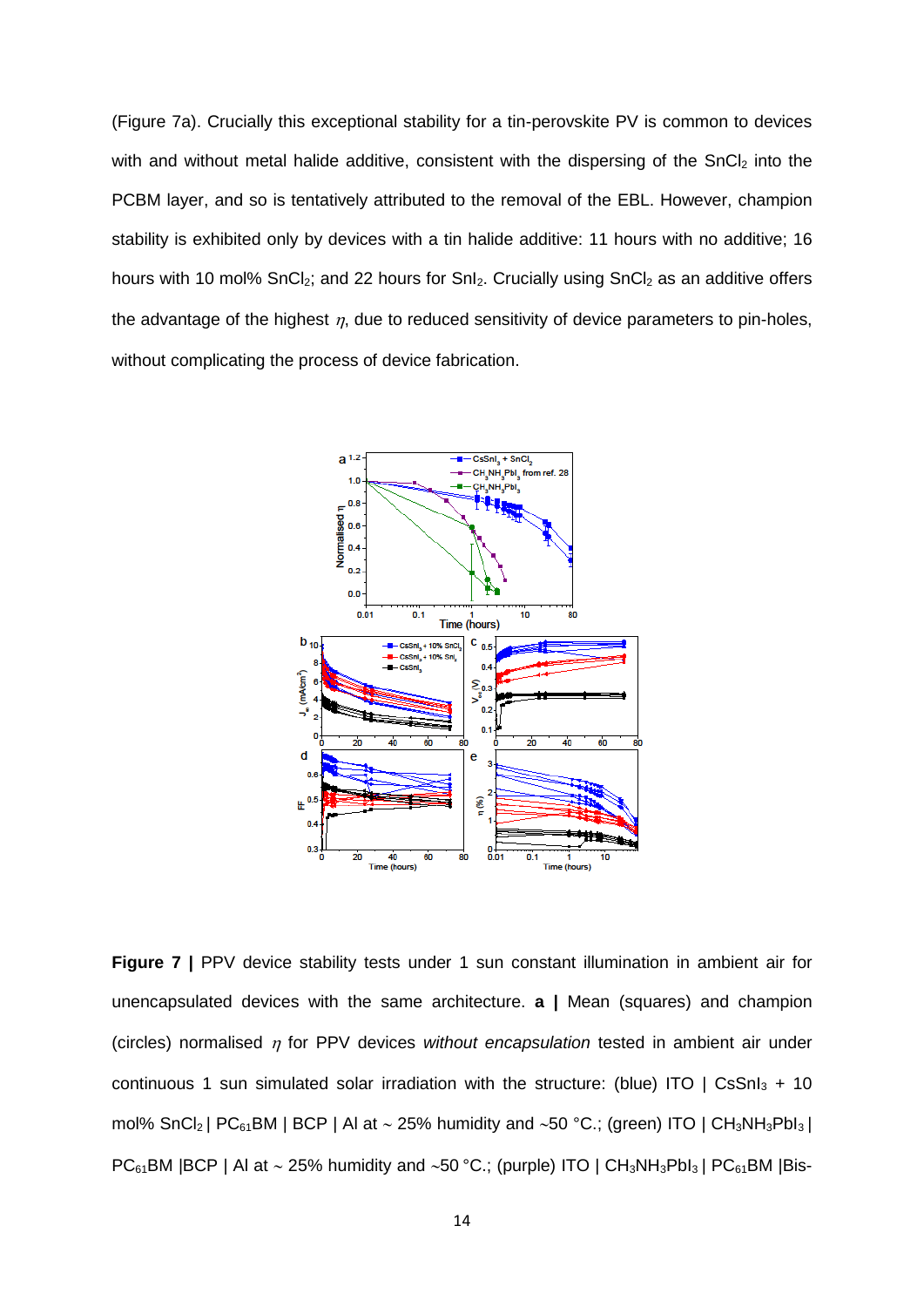(Figure 7a). Crucially this exceptional stability for a tin-perovskite PV is common to devices with and without metal halide additive, consistent with the dispersing of the $SnCl_2$ into the PCBM layer, and so is tentatively attributed to the removal of the EBL. However, champion stability is exhibited only by devices with a tin halide additive: 11 hours with no additive; 16 hours with 10 mol% $SnCl_2$; and 22 hours for $SnI_2$. Crucially using $SnCl_2$ as an additive offers the advantage of the highest $\eta$, due to reduced sensitivity of device parameters to pin-holes, without complicating the process of device fabrication.

**Figure 7 |** PPV device stability tests under 1 sun constant illumination in ambient air for unencapsulated devices with the same architecture. **a |** Mean (squares) and champion (circles) normalised $\eta$ for PPV devices *without encapsulation* tested in ambient air under continuous 1 sun simulated solar irradiation with the structure: (blue) ITO | $CsSnI_3$ + 10 mol% $SnCl_2$ | $PC_{61}BM$ | BCP | Al at ~ 25% humidity and ~50 °C.; (green) ITO | $CH_3NH_3PbI_3$ | $PC_{61}BM$ |BCP | Al at ~ 25% humidity and ~50 °C.; (purple) ITO | $CH_3NH_3PbI_3$ | $PC_{61}BM$ |Bis-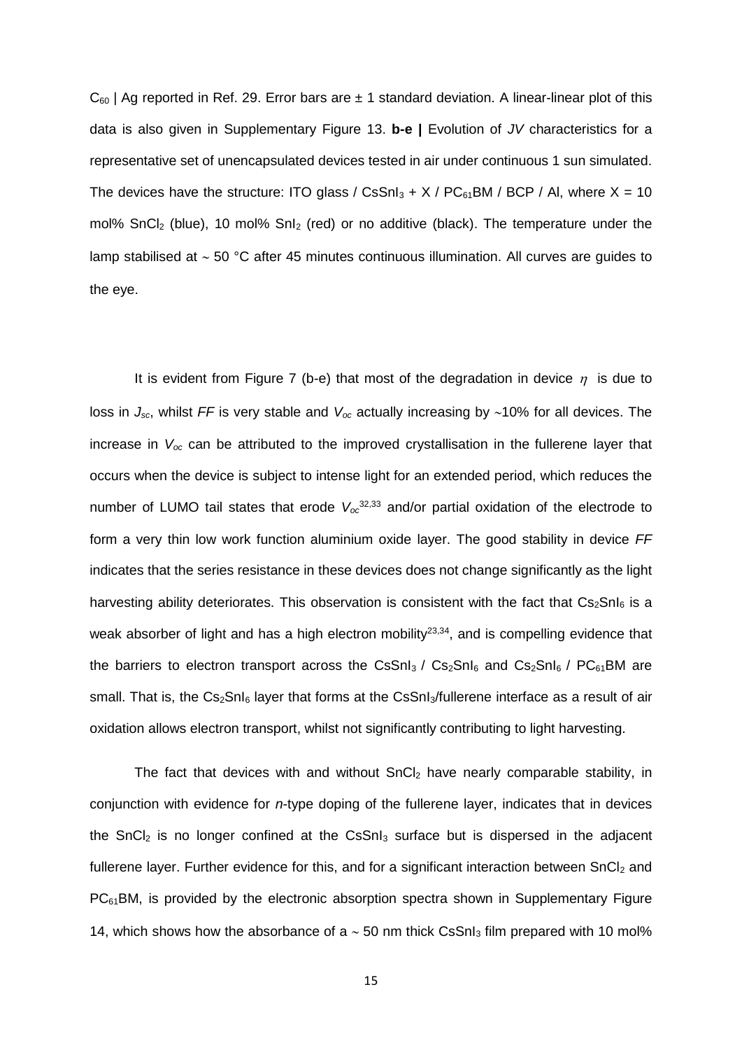$C_{60}$ | Ag reported in Ref. 29. Error bars are ± 1 standard deviation. A linear-linear plot of this data is also given in Supplementary Figure 13. **b-e |** Evolution of *JV* characteristics for a representative set of unencapsulated devices tested in air under continuous 1 sun simulated. The devices have the structure: ITO glass / $CsSnI_3$ + X / $PC_{61}BM$ / BCP / Al, where X = 10 mol% $SnCl_2$ (blue), 10 mol% $SnI_2$ (red) or no additive (black). The temperature under the lamp stabilised at ~ 50 °C after 45 minutes continuous illumination. All curves are guides to the eye.

It is evident from Figure 7 (b-e) that most of the degradation in device $\eta$ is due to loss in $J_{sc}$, whilst *FF* is very stable and $V_{oc}$ actually increasing by ~10% for all devices. The increase in $V_{oc}$ can be attributed to the improved crystallisation in the fullerene layer that occurs when the device is subject to intense light for an extended period, which reduces the number of LUMO tail states that erode $V_{oc}$[32,33] and/or partial oxidation of the electrode to form a very thin low work function aluminium oxide layer. The good stability in device *FF* indicates that the series resistance in these devices does not change significantly as the light harvesting ability deteriorates. This observation is consistent with the fact that $Cs_2SnI_6$ is a weak absorber of light and has a high electron mobility[23,34], and is compelling evidence that the barriers to electron transport across the $CsSnI_3$ / $Cs_2SnI_6$ and $Cs_2SnI_6$ / $PC_{61}BM$ are small. That is, the $Cs_2SnI_6$ layer that forms at the $CsSnI_3$/fullerene interface as a result of air oxidation allows electron transport, whilst not significantly contributing to light harvesting.

The fact that devices with and without $SnCl_2$ have nearly comparable stability, in conjunction with evidence for *n*-type doping of the fullerene layer, indicates that in devices the $SnCl_2$ is no longer confined at the $CsSnI_3$ surface but is dispersed in the adjacent fullerene layer. Further evidence for this, and for a significant interaction between $SnCl_2$ and $PC_{61}BM$, is provided by the electronic absorption spectra shown in Supplementary Figure 14, which shows how the absorbance of a ~ 50 nm thick $CsSnI_3$ film prepared with 10 mol%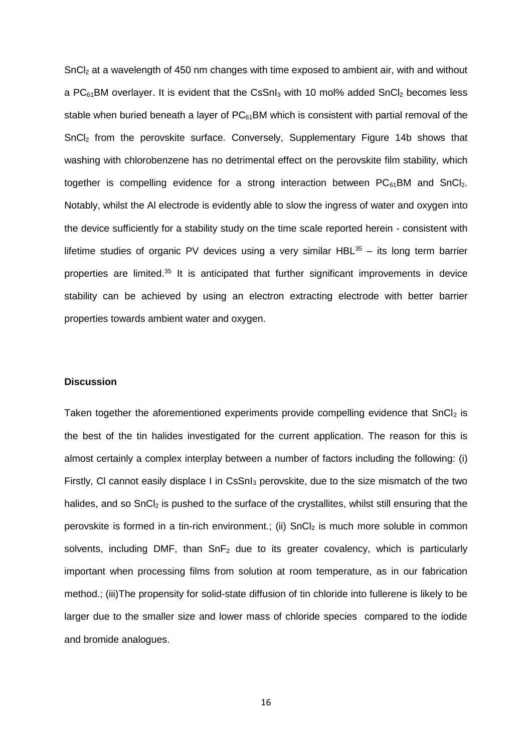$SnCl_2$ at a wavelength of 450 nm changes with time exposed to ambient air, with and without a $PC_{61}BM$ overlayer. It is evident that the $CsSnI_3$ with 10 mol% added $SnCl_2$ becomes less stable when buried beneath a layer of $PC_{61}BM$ which is consistent with partial removal of the $SnCl_2$ from the perovskite surface. Conversely, Supplementary Figure 14b shows that washing with chlorobenzene has no detrimental effect on the perovskite film stability, which together is compelling evidence for a strong interaction between $PC_{61}BM$ and $SnCl_2$. Notably, whilst the Al electrode is evidently able to slow the ingress of water and oxygen into the device sufficiently for a stability study on the time scale reported herein - consistent with lifetime studies of organic PV devices using a very similar HBL[35] – its long term barrier properties are limited.[35] It is anticipated that further significant improvements in device stability can be achieved by using an electron extracting electrode with better barrier properties towards ambient water and oxygen.

**Discussion**

Taken together the aforementioned experiments provide compelling evidence that $SnCl_2$ is the best of the tin halides investigated for the current application. The reason for this is almost certainly a complex interplay between a number of factors including the following: (i) Firstly, Cl cannot easily displace I in $CsSnI_3$ perovskite, due to the size mismatch of the two halides, and so $SnCl_2$ is pushed to the surface of the crystallites, whilst still ensuring that the perovskite is formed in a tin-rich environment.; (ii) $SnCl_2$ is much more soluble in common solvents, including DMF, than $SnF_2$ due to its greater covalency, which is particularly important when processing films from solution at room temperature, as in our fabrication method.; (iii)The propensity for solid-state diffusion of tin chloride into fullerene is likely to be larger due to the smaller size and lower mass of chloride species compared to the iodide and bromide analogues.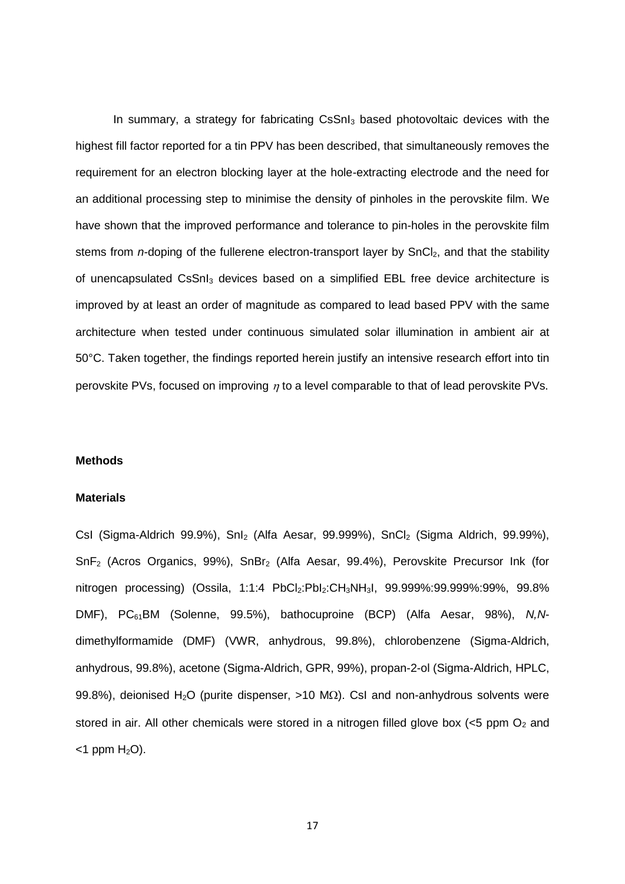In summary, a strategy for fabricating $CsSnI_3$ based photovoltaic devices with the highest fill factor reported for a tin PPV has been described, that simultaneously removes the requirement for an electron blocking layer at the hole-extracting electrode and the need for an additional processing step to minimise the density of pinholes in the perovskite film. We have shown that the improved performance and tolerance to pin-holes in the perovskite film stems from *n*-doping of the fullerene electron-transport layer by $SnCl_2$, and that the stability of unencapsulated $CsSnI_3$ devices based on a simplified EBL free device architecture is improved by at least an order of magnitude as compared to lead based PPV with the same architecture when tested under continuous simulated solar illumination in ambient air at 50°C. Taken together, the findings reported herein justify an intensive research effort into tin perovskite PVs, focused on improving $\eta$ to a level comparable to that of lead perovskite PVs.

**Methods**

**Materials**

CsI (Sigma-Aldrich 99.9%), $SnI_2$ (Alfa Aesar, 99.999%), $SnCl_2$ (Sigma Aldrich, 99.99%), $SnF_2$ (Acros Organics, 99%), $SnBr_2$ (Alfa Aesar, 99.4%), Perovskite Precursor Ink (for nitrogen processing) (Ossila, 1:1:4 $PbCl_2$:$PbI_2$:$CH_3NH_3I$, 99.999%:99.999%:99%, 99.8% DMF), $PC_{61}BM$ (Solenne, 99.5%), bathocuproine (BCP) (Alfa Aesar, 98%), *N,N*-dimethylformamide (DMF) (VWR, anhydrous, 99.8%), chlorobenzene (Sigma-Aldrich, anhydrous, 99.8%), acetone (Sigma-Aldrich, GPR, 99%), propan-2-ol (Sigma-Aldrich, HPLC, 99.8%), deionised $H_2O$ (purite dispenser, >10 MΩ). CsI and non-anhydrous solvents were stored in air. All other chemicals were stored in a nitrogen filled glove box (<5 ppm $O_2$ and <1 ppm $H_2O$).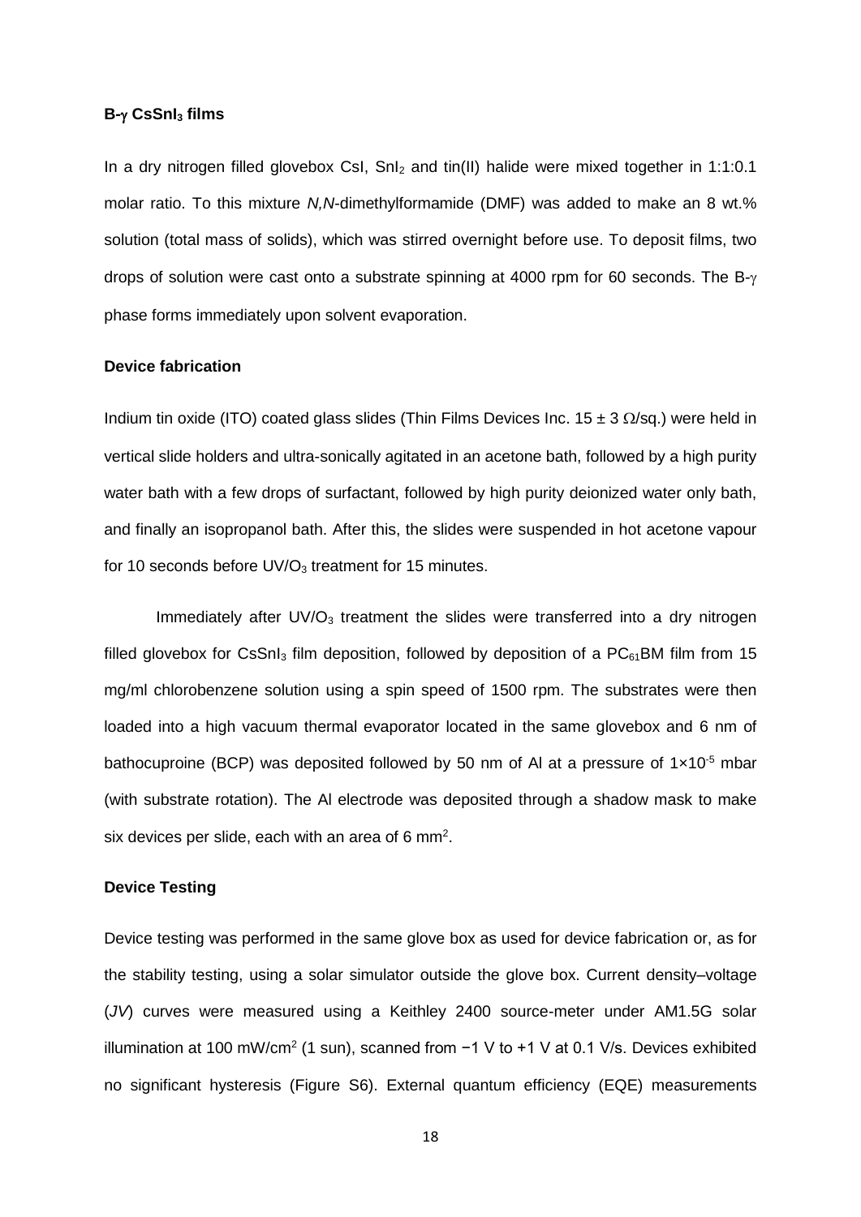### B-γ $CsSnI_3$ films

In a dry nitrogen filled glovebox CsI, $SnI_2$ and tin(II) halide were mixed together in 1:1:0.1 molar ratio. To this mixture *N,N*-dimethylformamide (DMF) was added to make an 8 wt.% solution (total mass of solids), which was stirred overnight before use. To deposit films, two drops of solution were cast onto a substrate spinning at 4000 rpm for 60 seconds. The B-γ phase forms immediately upon solvent evaporation.

### Device fabrication

Indium tin oxide (ITO) coated glass slides (Thin Films Devices Inc. 15 ± 3 Ω/sq.) were held in vertical slide holders and ultra-sonically agitated in an acetone bath, followed by a high purity water bath with a few drops of surfactant, followed by high purity deionized water only bath, and finally an isopropanol bath. After this, the slides were suspended in hot acetone vapour for 10 seconds before $UV/O_3$ treatment for 15 minutes.

Immediately after $UV/O_3$ treatment the slides were transferred into a dry nitrogen filled glovebox for $CsSnI_3$ film deposition, followed by deposition of a $PC_{61}BM$ film from 15 mg/ml chlorobenzene solution using a spin speed of 1500 rpm. The substrates were then loaded into a high vacuum thermal evaporator located in the same glovebox and 6 nm of bathocuproine (BCP) was deposited followed by 50 nm of Al at a pressure of $1\times10^{-5}$ mbar (with substrate rotation). The Al electrode was deposited through a shadow mask to make six devices per slide, each with an area of 6 $mm^2$.

### Device Testing

Device testing was performed in the same glove box as used for device fabrication or, as for the stability testing, using a solar simulator outside the glove box. Current density–voltage (*JV*) curves were measured using a Keithley 2400 source-meter under AM1.5G solar illumination at 100 $mW/cm^2$ (1 sun), scanned from −1 V to +1 V at 0.1 V/s. Devices exhibited no significant hysteresis (Figure S6). External quantum efficiency (EQE) measurements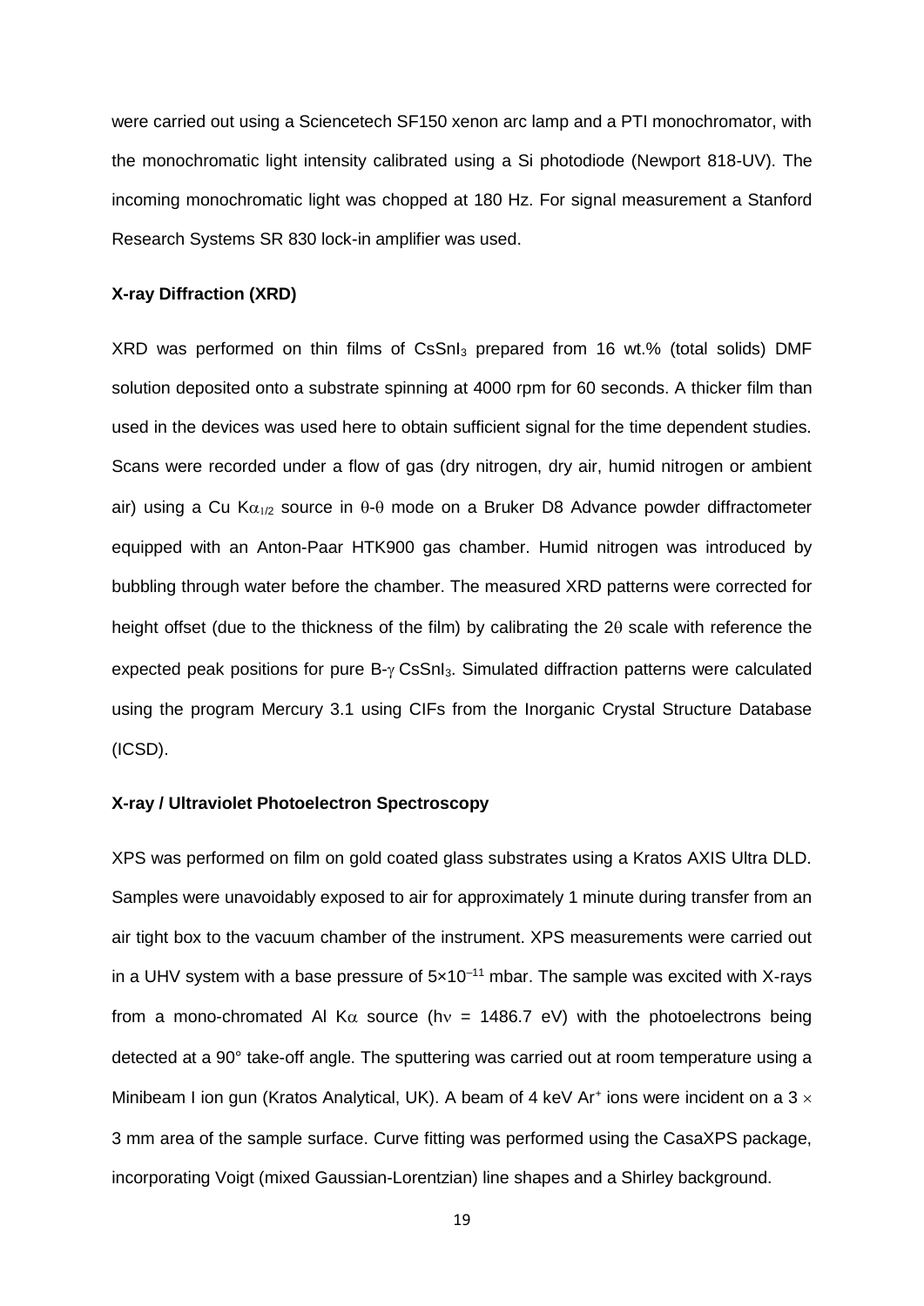were carried out using a Sciencetech SF150 xenon arc lamp and a PTI monochromator, with the monochromatic light intensity calibrated using a Si photodiode (Newport 818-UV). The incoming monochromatic light was chopped at 180 Hz. For signal measurement a Stanford Research Systems SR 830 lock-in amplifier was used.

**X-ray Diffraction (XRD)**

XRD was performed on thin films of $CsSnI_3$ prepared from 16 wt.% (total solids) DMF solution deposited onto a substrate spinning at 4000 rpm for 60 seconds. A thicker film than used in the devices was used here to obtain sufficient signal for the time dependent studies. Scans were recorded under a flow of gas (dry nitrogen, dry air, humid nitrogen or ambient air) using a Cu $K\alpha_{1/2}$ source in $\theta$-$\theta$ mode on a Bruker D8 Advance powder diffractometer equipped with an Anton-Paar HTK900 gas chamber. Humid nitrogen was introduced by bubbling through water before the chamber. The measured XRD patterns were corrected for height offset (due to the thickness of the film) by calibrating the $2\theta$ scale with reference the expected peak positions for pure B-$\gamma$ $CsSnI_3$. Simulated diffraction patterns were calculated using the program Mercury 3.1 using CIFs from the Inorganic Crystal Structure Database (ICSD).

**X-ray / Ultraviolet Photoelectron Spectroscopy**

XPS was performed on film on gold coated glass substrates using a Kratos AXIS Ultra DLD. Samples were unavoidably exposed to air for approximately 1 minute during transfer from an air tight box to the vacuum chamber of the instrument. XPS measurements were carried out in a UHV system with a base pressure of $5\times10^{-11}$ mbar. The sample was excited with X-rays from a mono-chromated Al $K\alpha$ source ($h\nu$ = 1486.7 eV) with the photoelectrons being detected at a 90° take-off angle. The sputtering was carried out at room temperature using a Minibeam I ion gun (Kratos Analytical, UK). A beam of 4 keV $Ar^+$ ions were incident on a 3 $\times$ 3 mm area of the sample surface. Curve fitting was performed using the CasaXPS package, incorporating Voigt (mixed Gaussian-Lorentzian) line shapes and a Shirley background.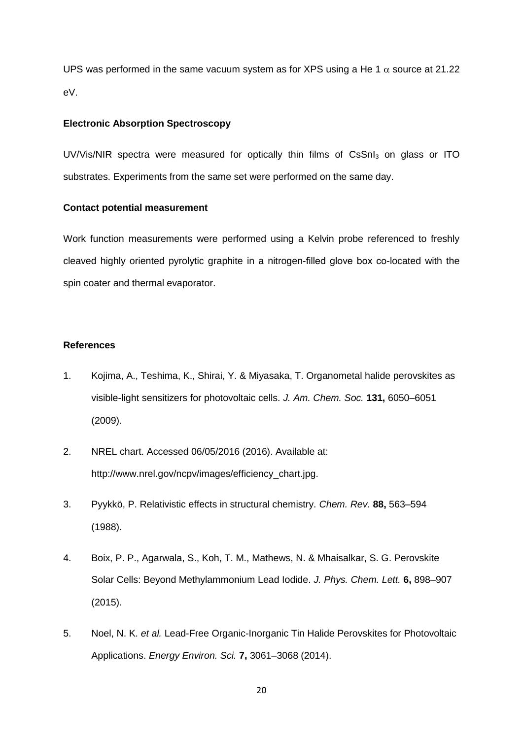UPS was performed in the same vacuum system as for XPS using a He 1 $\alpha$ source at 21.22 eV.

**Electronic Absorption Spectroscopy**

UV/Vis/NIR spectra were measured for optically thin films of $CsSnI_3$ on glass or ITO substrates. Experiments from the same set were performed on the same day.

**Contact potential measurement**

Work function measurements were performed using a Kelvin probe referenced to freshly cleaved highly oriented pyrolytic graphite in a nitrogen-filled glove box co-located with the spin coater and thermal evaporator.

**References**

1. Kojima, A., Teshima, K., Shirai, Y. & Miyasaka, T. Organometal halide perovskites as visible-light sensitizers for photovoltaic cells. *J. Am. Chem. Soc.* **131,** 6050–6051 (2009).
2. NREL chart. Accessed 06/05/2016 (2016). Available at: http://www.nrel.gov/ncpv/images/efficiency_chart.jpg.
3. Pyykkö, P. Relativistic effects in structural chemistry. *Chem. Rev.* **88,** 563–594 (1988).
4. Boix, P. P., Agarwala, S., Koh, T. M., Mathews, N. & Mhaisalkar, S. G. Perovskite Solar Cells: Beyond Methylammonium Lead Iodide. *J. Phys. Chem. Lett.* **6,** 898–907 (2015).
5. Noel, N. K. *et al.* Lead-Free Organic-Inorganic Tin Halide Perovskites for Photovoltaic Applications. *Energy Environ. Sci.* **7,** 3061–3068 (2014).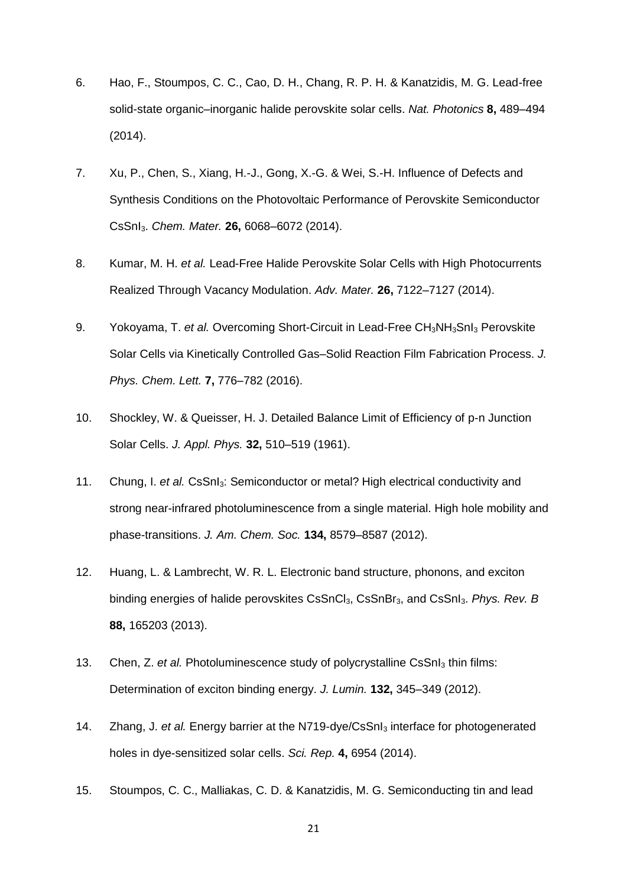6. Hao, F., Stoumpos, C. C., Cao, D. H., Chang, R. P. H. & Kanatzidis, M. G. Lead-free solid-state organic–inorganic halide perovskite solar cells. *Nat. Photonics* **8,** 489–494 (2014).

7. Xu, P., Chen, S., Xiang, H.-J., Gong, X.-G. & Wei, S.-H. Influence of Defects and Synthesis Conditions on the Photovoltaic Performance of Perovskite Semiconductor $CsSnI_3$. *Chem. Mater.* **26,** 6068–6072 (2014).

8. Kumar, M. H. *et al.* Lead-Free Halide Perovskite Solar Cells with High Photocurrents Realized Through Vacancy Modulation. *Adv. Mater.* **26,** 7122–7127 (2014).

9. Yokoyama, T. *et al.* Overcoming Short-Circuit in Lead-Free $CH_3NH_3SnI_3$ Perovskite Solar Cells via Kinetically Controlled Gas–Solid Reaction Film Fabrication Process. *J. Phys. Chem. Lett.* **7,** 776–782 (2016).

10. Shockley, W. & Queisser, H. J. Detailed Balance Limit of Efficiency of p-n Junction Solar Cells. *J. Appl. Phys.* **32,** 510–519 (1961).

11. Chung, I. *et al.* $CsSnI_3$: Semiconductor or metal? High electrical conductivity and strong near-infrared photoluminescence from a single material. High hole mobility and phase-transitions. *J. Am. Chem. Soc.* **134,** 8579–8587 (2012).

12. Huang, L. & Lambrecht, W. R. L. Electronic band structure, phonons, and exciton binding energies of halide perovskites $CsSnCl_3$, $CsSnBr_3$, and $CsSnI_3$. *Phys. Rev. B* **88,** 165203 (2013).

13. Chen, Z. *et al.* Photoluminescence study of polycrystalline $CsSnI_3$ thin films: Determination of exciton binding energy. *J. Lumin.* **132,** 345–349 (2012).

14. Zhang, J. *et al.* Energy barrier at the N719-dye/$CsSnI_3$ interface for photogenerated holes in dye-sensitized solar cells. *Sci. Rep.* **4,** 6954 (2014).

15. Stoumpos, C. C., Malliakas, C. D. & Kanatzidis, M. G. Semiconducting tin and lead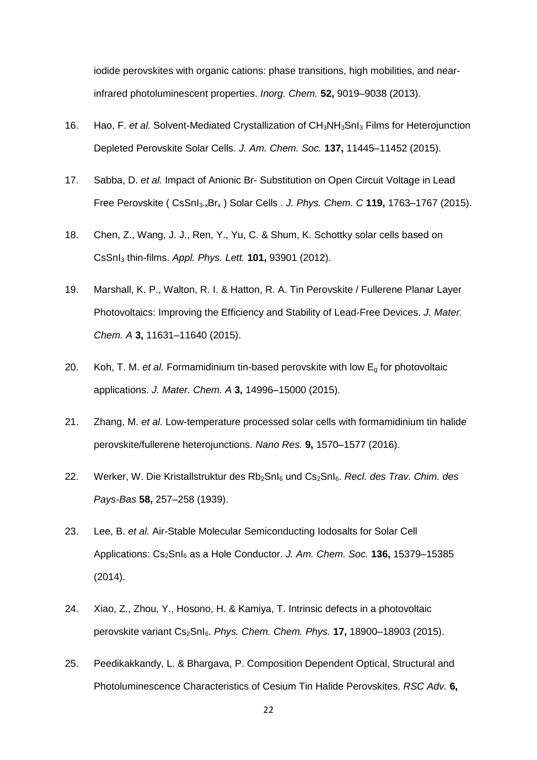iodide perovskites with organic cations: phase transitions, high mobilities, and near-infrared photoluminescent properties. *Inorg. Chem.* **52,** 9019–9038 (2013).

16. Hao, F. *et al.* Solvent-Mediated Crystallization of $CH_3NH_3SnI_3$ Films for Heterojunction Depleted Perovskite Solar Cells. *J. Am. Chem. Soc.* **137,** 11445–11452 (2015).

17. Sabba, D. *et al.* Impact of Anionic Br- Substitution on Open Circuit Voltage in Lead Free Perovskite ( $CsSnI_{3-x}Br_x$ ) Solar Cells . *J. Phys. Chem. C* **119,** 1763–1767 (2015).

18. Chen, Z., Wang, J. J., Ren, Y., Yu, C. & Shum, K. Schottky solar cells based on $CsSnI_3$ thin-films. *Appl. Phys. Lett.* **101,** 93901 (2012).

19. Marshall, K. P., Walton, R. I. & Hatton, R. A. Tin Perovskite / Fullerene Planar Layer Photovoltaics: Improving the Efficiency and Stability of Lead-Free Devices. *J. Mater. Chem. A* **3,** 11631–11640 (2015).

20. Koh, T. M. *et al.* Formamidinium tin-based perovskite with low $E_g$ for photovoltaic applications. *J. Mater. Chem. A* **3,** 14996–15000 (2015).

21. Zhang, M. *et al.* Low-temperature processed solar cells with formamidinium tin halide perovskite/fullerene heterojunctions. *Nano Res.* **9,** 1570–1577 (2016).

22. Werker, W. Die Kristallstruktur des $Rb_2SnI_6$ und $Cs_2SnI_6$. *Recl. des Trav. Chim. des Pays-Bas* **58,** 257–258 (1939).

23. Lee, B. *et al.* Air-Stable Molecular Semiconducting Iodosalts for Solar Cell Applications: $Cs_2SnI_6$ as a Hole Conductor. *J. Am. Chem. Soc.* **136,** 15379–15385 (2014).

24. Xiao, Z., Zhou, Y., Hosono, H. & Kamiya, T. Intrinsic defects in a photovoltaic perovskite variant $Cs_2SnI_6$. *Phys. Chem. Chem. Phys.* **17,** 18900–18903 (2015).

25. Peedikakkandy, L. & Bhargava, P. Composition Dependent Optical, Structural and Photoluminescence Characteristics of Cesium Tin Halide Perovskites. *RSC Adv.* **6,**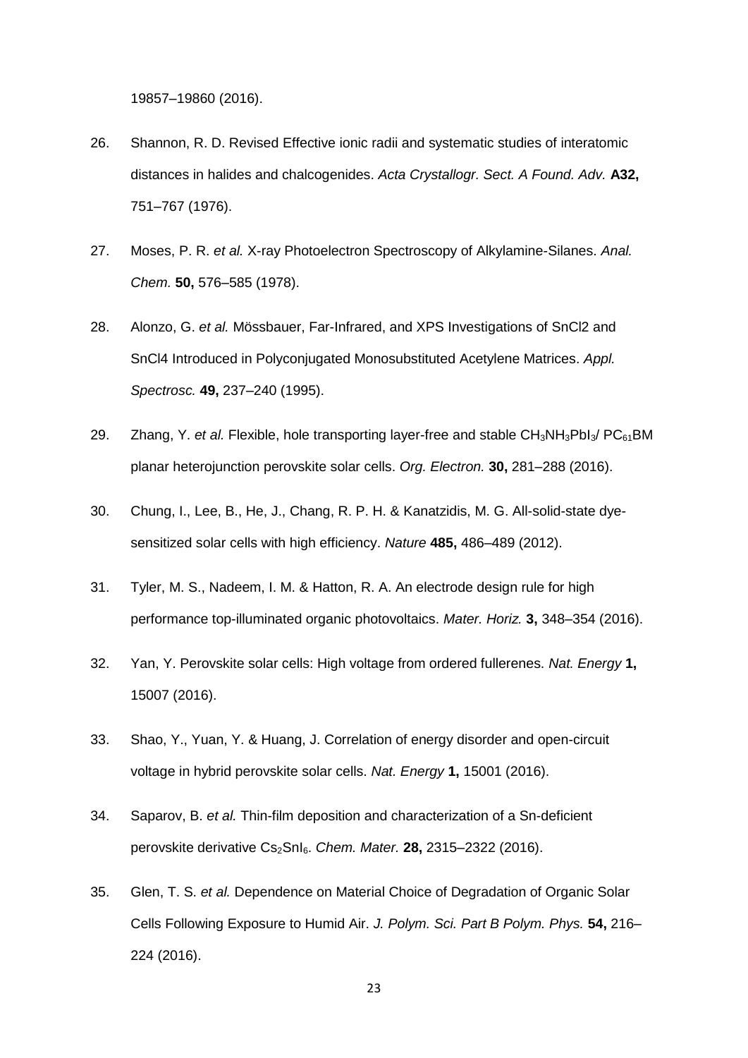19857–19860 (2016).

26. Shannon, R. D. Revised Effective ionic radii and systematic studies of interatomic distances in halides and chalcogenides. *Acta Crystallogr. Sect. A Found. Adv.* **A32,** 751–767 (1976).

27. Moses, P. R. *et al.* X-ray Photoelectron Spectroscopy of Alkylamine-Silanes. *Anal. Chem.* **50,** 576–585 (1978).

28. Alonzo, G. *et al.* Mössbauer, Far-Infrared, and XPS Investigations of SnCl2 and SnCl4 Introduced in Polyconjugated Monosubstituted Acetylene Matrices. *Appl. Spectrosc.* **49,** 237–240 (1995).

29. Zhang, Y. *et al.* Flexible, hole transporting layer-free and stable $CH_3NH_3PbI_3$/ $PC_{61}BM$ planar heterojunction perovskite solar cells. *Org. Electron.* **30,** 281–288 (2016).

30. Chung, I., Lee, B., He, J., Chang, R. P. H. & Kanatzidis, M. G. All-solid-state dye-sensitized solar cells with high efficiency. *Nature* **485,** 486–489 (2012).

31. Tyler, M. S., Nadeem, I. M. & Hatton, R. A. An electrode design rule for high performance top-illuminated organic photovoltaics. *Mater. Horiz.* **3,** 348–354 (2016).

32. Yan, Y. Perovskite solar cells: High voltage from ordered fullerenes. *Nat. Energy* **1,** 15007 (2016).

33. Shao, Y., Yuan, Y. & Huang, J. Correlation of energy disorder and open-circuit voltage in hybrid perovskite solar cells. *Nat. Energy* **1,** 15001 (2016).

34. Saparov, B. *et al.* Thin-film deposition and characterization of a Sn-deficient perovskite derivative $Cs_2SnI_6$. *Chem. Mater.* **28,** 2315–2322 (2016).

35. Glen, T. S. *et al.* Dependence on Material Choice of Degradation of Organic Solar Cells Following Exposure to Humid Air. *J. Polym. Sci. Part B Polym. Phys.* **54,** 216–224 (2016).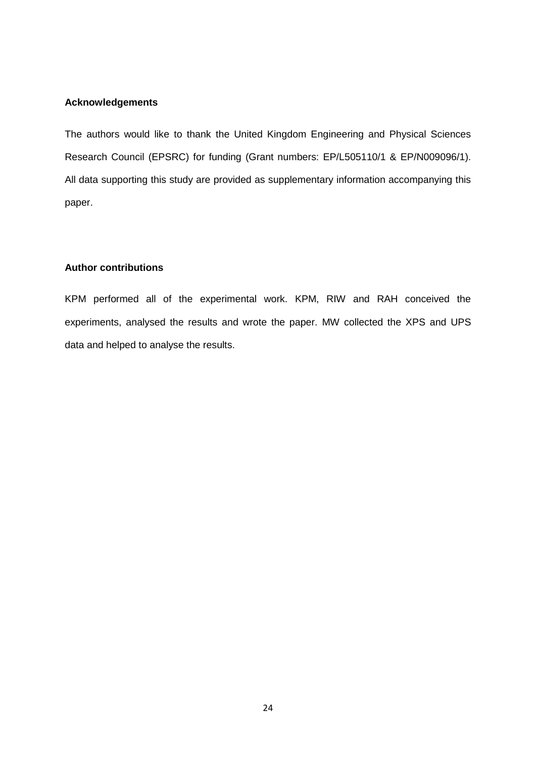**Acknowledgements**

The authors would like to thank the United Kingdom Engineering and Physical Sciences Research Council (EPSRC) for funding (Grant numbers: EP/L505110/1 & EP/N009096/1). All data supporting this study are provided as supplementary information accompanying this paper.

**Author contributions**

KPM performed all of the experimental work. KPM, RIW and RAH conceived the experiments, analysed the results and wrote the paper. MW collected the XPS and UPS data and helped to analyse the results.